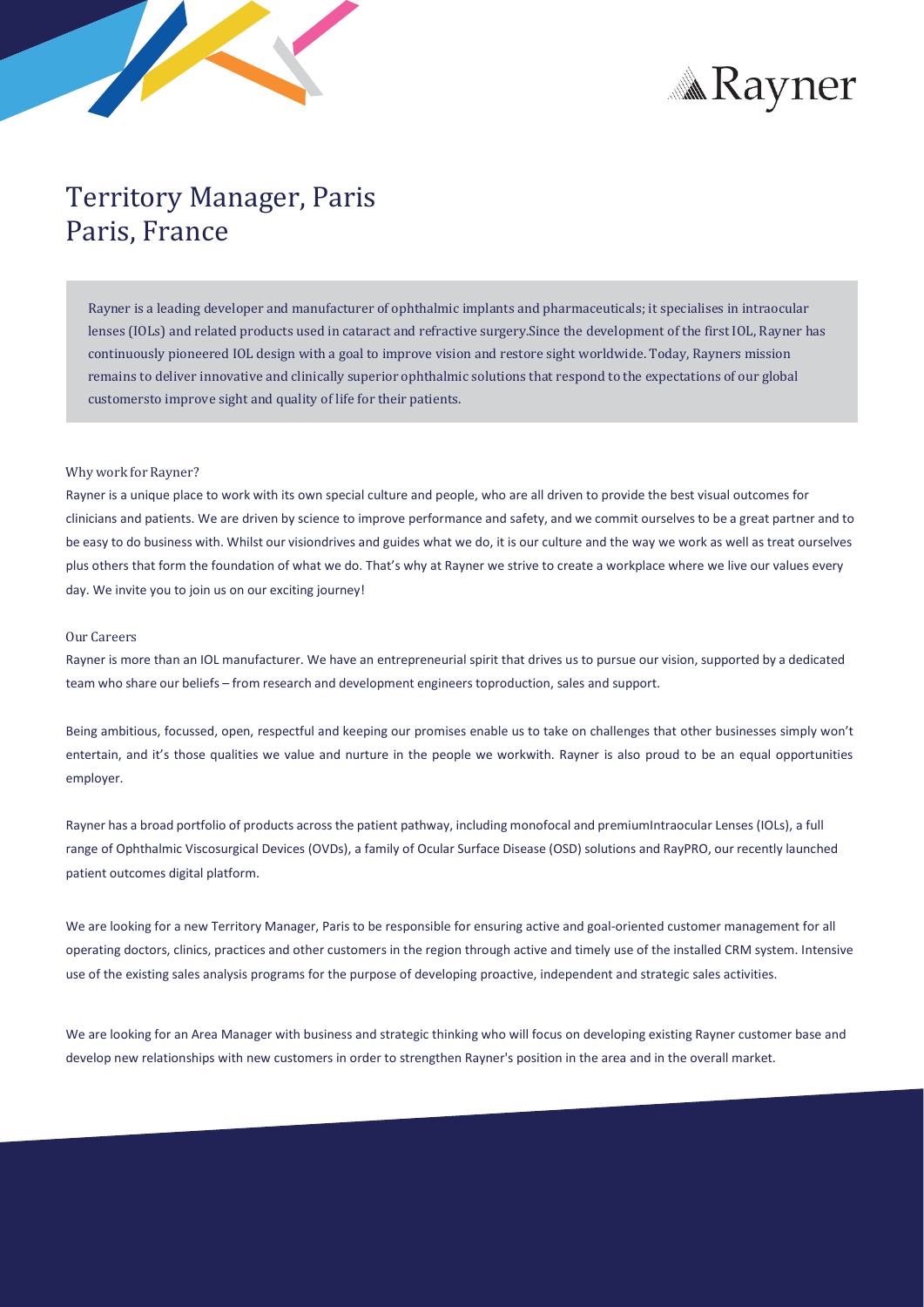# Territory Manager, Paris
## Paris, France

Rayner is a leading developer and manufacturer of ophthalmic implants and pharmaceuticals; it specialises in intraocular lenses (IOLs) and related products used in cataract and refractive surgery.Since the development of the first IOL, Rayner has continuously pioneered IOL design with a goal to improve vision and restore sight worldwide. Today, Rayners mission remains to deliver innovative and clinically superior ophthalmic solutions that respond to the expectations of our global customersto improve sight and quality of life for their patients.

### Why work for Rayner?

Rayner is a unique place to work with its own special culture and people, who are all driven to provide the best visual outcomes for clinicians and patients. We are driven by science to improve performance and safety, and we commit ourselves to be a great partner and to be easy to do business with. Whilst our visiondrives and guides what we do, it is our culture and the way we work as well as treat ourselves plus others that form the foundation of what we do. That's why at Rayner we strive to create a workplace where we live our values every day. We invite you to join us on our exciting journey!

### Our Careers

Rayner is more than an IOL manufacturer. We have an entrepreneurial spirit that drives us to pursue our vision, supported by a dedicated team who share our beliefs – from research and development engineers toproduction, sales and support.

Being ambitious, focussed, open, respectful and keeping our promises enable us to take on challenges that other businesses simply won't entertain, and it's those qualities we value and nurture in the people we workwith. Rayner is also proud to be an equal opportunities employer.

Rayner has a broad portfolio of products across the patient pathway, including monofocal and premiumIntraocular Lenses (IOLs), a full range of Ophthalmic Viscosurgical Devices (OVDs), a family of Ocular Surface Disease (OSD) solutions and RayPRO, our recently launched patient outcomes digital platform.

We are looking for a new Territory Manager, Paris to be responsible for ensuring active and goal-oriented customer management for all operating doctors, clinics, practices and other customers in the region through active and timely use of the installed CRM system. Intensive use of the existing sales analysis programs for the purpose of developing proactive, independent and strategic sales activities.

We are looking for an Area Manager with business and strategic thinking who will focus on developing existing Rayner customer base and develop new relationships with new customers in order to strengthen Rayner's position in the area and in the overall market.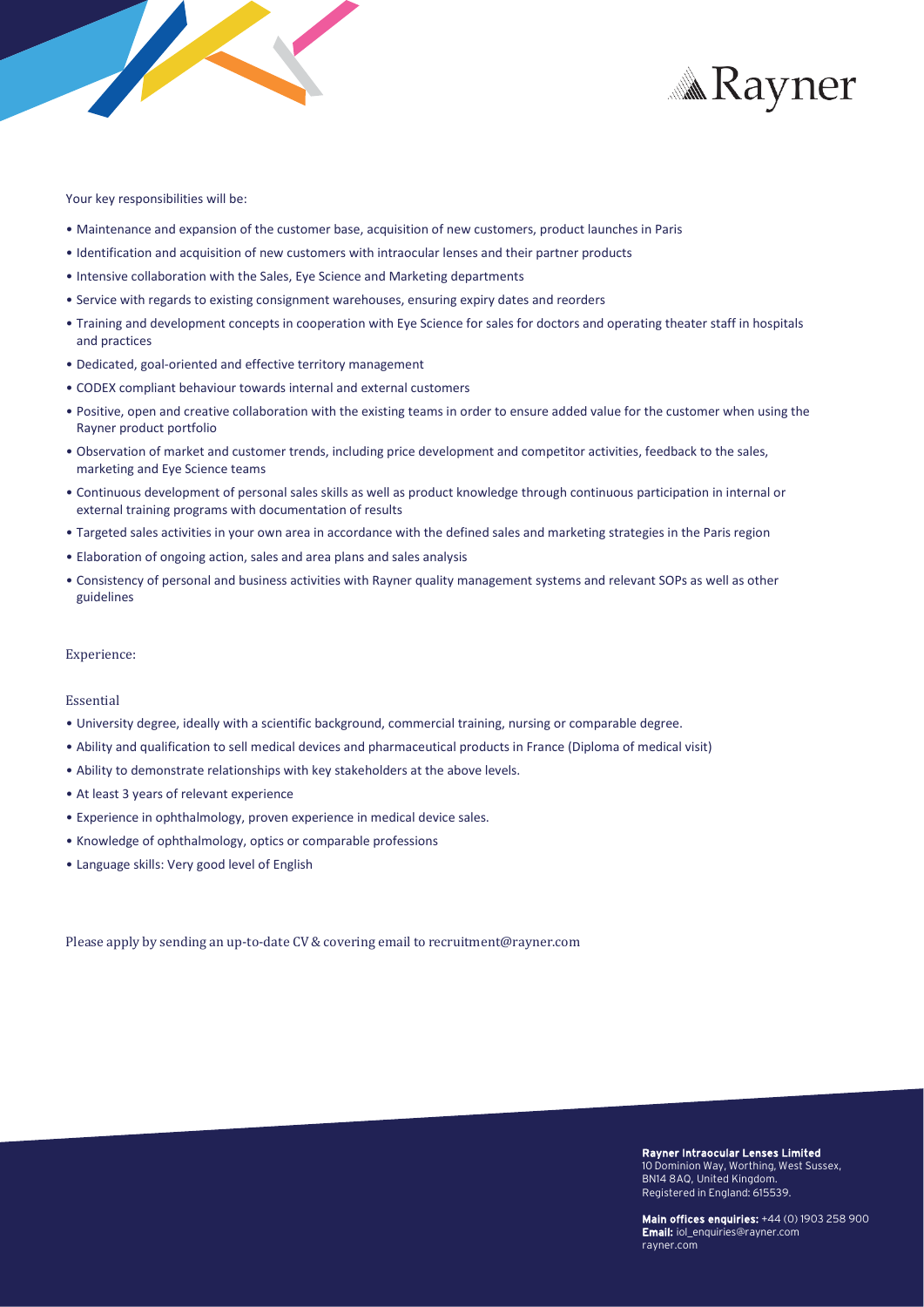Your key responsibilities will be:

- Maintenance and expansion of the customer base, acquisition of new customers, product launches in Paris
- Identification and acquisition of new customers with intraocular lenses and their partner products
- Intensive collaboration with the Sales, Eye Science and Marketing departments
- Service with regards to existing consignment warehouses, ensuring expiry dates and reorders
- Training and development concepts in cooperation with Eye Science for sales for doctors and operating theater staff in hospitals and practices
- Dedicated, goal-oriented and effective territory management
- CODEX compliant behaviour towards internal and external customers
- Positive, open and creative collaboration with the existing teams in order to ensure added value for the customer when using the Rayner product portfolio
- Observation of market and customer trends, including price development and competitor activities, feedback to the sales, marketing and Eye Science teams
- Continuous development of personal sales skills as well as product knowledge through continuous participation in internal or external training programs with documentation of results
- Targeted sales activities in your own area in accordance with the defined sales and marketing strategies in the Paris region
- Elaboration of ongoing action, sales and area plans and sales analysis
- Consistency of personal and business activities with Rayner quality management systems and relevant SOPs as well as other guidelines

Experience:

Essential

- University degree, ideally with a scientific background, commercial training, nursing or comparable degree.
- Ability and qualification to sell medical devices and pharmaceutical products in France (Diploma of medical visit)
- Ability to demonstrate relationships with key stakeholders at the above levels.
- At least 3 years of relevant experience
- Experience in ophthalmology, proven experience in medical device sales.
- Knowledge of ophthalmology, optics or comparable professions
- Language skills: Very good level of English

Please apply by sending an up-to-date CV & covering email to recruitment@rayner.com

**Rayner Intraocular Lenses Limited**
10 Dominion Way, Worthing, West Sussex, BN14 8AQ, United Kingdom.
Registered in England: 615539.

**Main offices enquiries:** +44 (0) 1903 258 900
**Email:** iol_enquiries@rayner.com
rayner.com